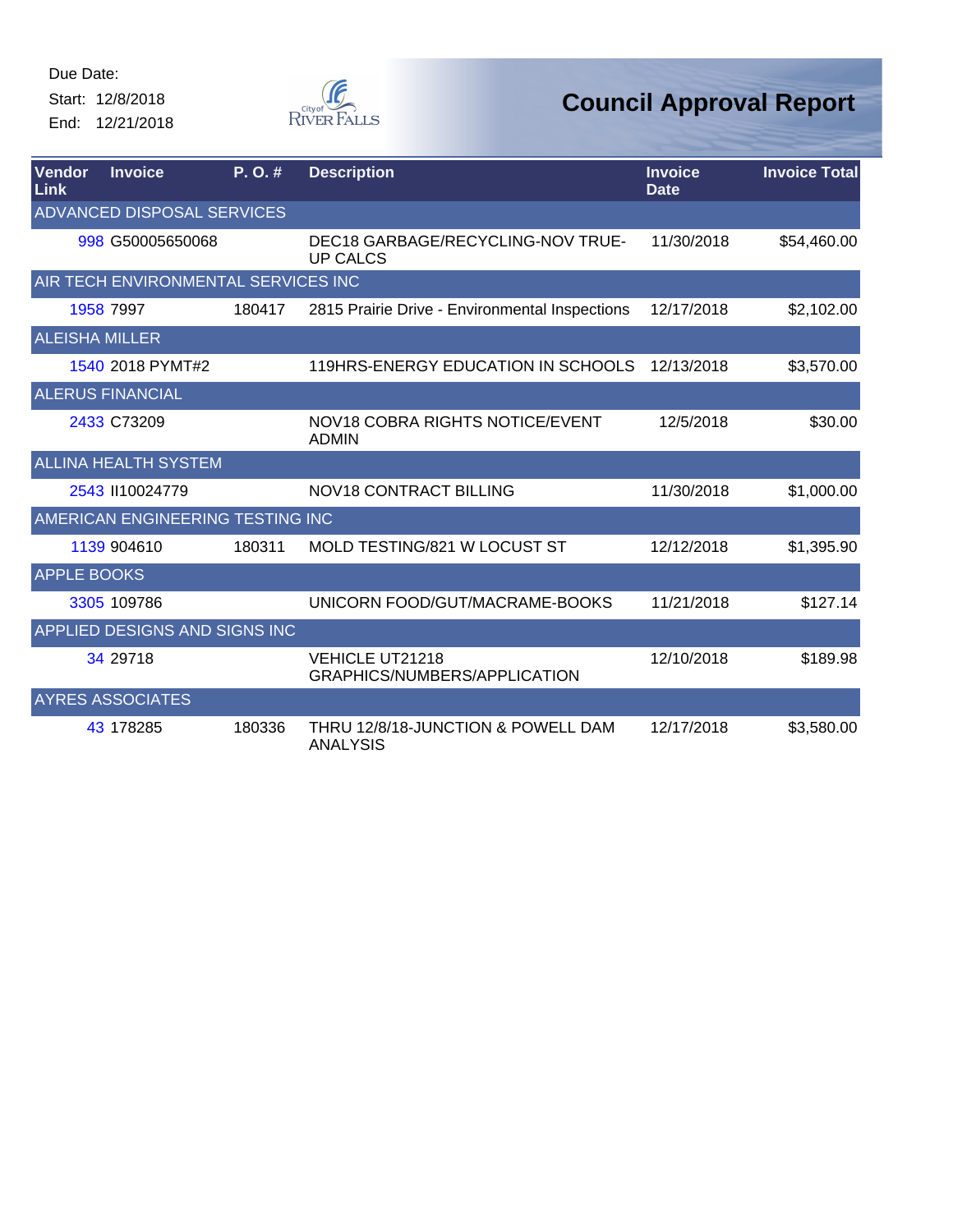Due Date:

Start: 12/8/2018

End: 12/21/2018

# Council Approval Report

| Vendor Link | Invoice | P. O. # | Description | Invoice Date | Invoice Total |
|---|---|---|---|---|---|
| ADVANCED DISPOSAL SERVICES | | | | | |
| 998 | G50005650068 | | DEC18 GARBAGE/RECYCLING-NOV TRUE-UP CALCS | 11/30/2018 | $54,460.00 |
| AIR TECH ENVIRONMENTAL SERVICES INC | | | | | |
| 1958 | 7997 | 180417 | 2815 Prairie Drive - Environmental Inspections | 12/17/2018 | $2,102.00 |
| ALEISHA MILLER | | | | | |
| 1540 | 2018 PYMT#2 | | 119HRS-ENERGY EDUCATION IN SCHOOLS | 12/13/2018 | $3,570.00 |
| ALERUS FINANCIAL | | | | | |
| 2433 | C73209 | | NOV18 COBRA RIGHTS NOTICE/EVENT ADMIN | 12/5/2018 | $30.00 |
| ALLINA HEALTH SYSTEM | | | | | |
| 2543 | II10024779 | | NOV18 CONTRACT BILLING | 11/30/2018 | $1,000.00 |
| AMERICAN ENGINEERING TESTING INC | | | | | |
| 1139 | 904610 | 180311 | MOLD TESTING/821 W LOCUST ST | 12/12/2018 | $1,395.90 |
| APPLE BOOKS | | | | | |
| 3305 | 109786 | | UNICORN FOOD/GUT/MACRAME-BOOKS | 11/21/2018 | $127.14 |
| APPLIED DESIGNS AND SIGNS INC | | | | | |
| 34 | 29718 | | VEHICLE UT21218 GRAPHICS/NUMBERS/APPLICATION | 12/10/2018 | $189.98 |
| AYRES ASSOCIATES | | | | | |
| 43 | 178285 | 180336 | THRU 12/8/18-JUNCTION & POWELL DAM ANALYSIS | 12/17/2018 | $3,580.00 |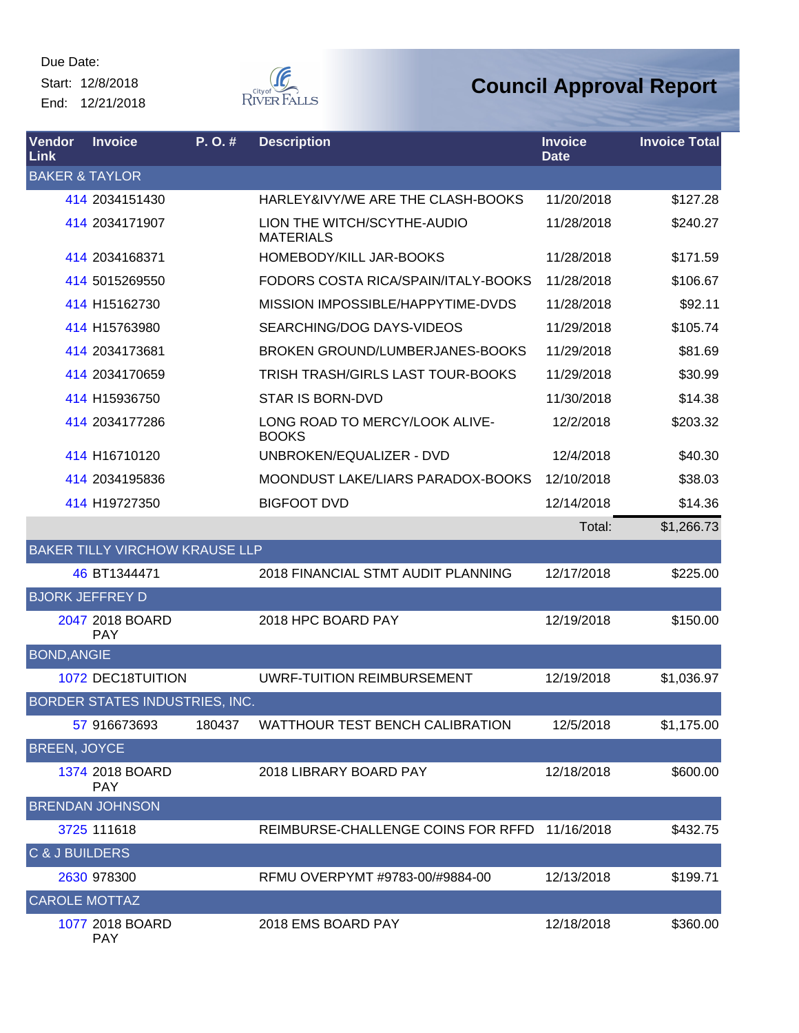Due Date:

Start: 12/8/2018

End: 12/21/2018

# Council Approval Report

| Vendor Link | Invoice | P. O. # | Description | Invoice Date | Invoice Total |
|---|---|---|---|---|---|
| BAKER & TAYLOR | | | | | |
| 414 | 2034151430 | | HARLEY&IVY/WE ARE THE CLASH-BOOKS | 11/20/2018 | $127.28 |
| 414 | 2034171907 | | LION THE WITCH/SCYTHE-AUDIO MATERIALS | 11/28/2018 | $240.27 |
| 414 | 2034168371 | | HOMEBODY/KILL JAR-BOOKS | 11/28/2018 | $171.59 |
| 414 | 5015269550 | | FODORS COSTA RICA/SPAIN/ITALY-BOOKS | 11/28/2018 | $106.67 |
| 414 | H15162730 | | MISSION IMPOSSIBLE/HAPPYTIME-DVDS | 11/28/2018 | $92.11 |
| 414 | H15763980 | | SEARCHING/DOG DAYS-VIDEOS | 11/29/2018 | $105.74 |
| 414 | 2034173681 | | BROKEN GROUND/LUMBERJANES-BOOKS | 11/29/2018 | $81.69 |
| 414 | 2034170659 | | TRISH TRASH/GIRLS LAST TOUR-BOOKS | 11/29/2018 | $30.99 |
| 414 | H15936750 | | STAR IS BORN-DVD | 11/30/2018 | $14.38 |
| 414 | 2034177286 | | LONG ROAD TO MERCY/LOOK ALIVE-BOOKS | 12/2/2018 | $203.32 |
| 414 | H16710120 | | UNBROKEN/EQUALIZER - DVD | 12/4/2018 | $40.30 |
| 414 | 2034195836 | | MOONDUST LAKE/LIARS PARADOX-BOOKS | 12/10/2018 | $38.03 |
| 414 | H19727350 | | BIGFOOT DVD | 12/14/2018 | $14.36 |
| | | | | Total: | $1,266.73 |
| BAKER TILLY VIRCHOW KRAUSE LLP | | | | | |
| 46 | BT1344471 | | 2018 FINANCIAL STMT AUDIT PLANNING | 12/17/2018 | $225.00 |
| BJORK JEFFREY D | | | | | |
| 2047 | 2018 BOARD PAY | | 2018 HPC BOARD PAY | 12/19/2018 | $150.00 |
| BOND,ANGIE | | | | | |
| 1072 | DEC18TUITION | | UWRF-TUITION REIMBURSEMENT | 12/19/2018 | $1,036.97 |
| BORDER STATES INDUSTRIES, INC. | | | | | |
| 57 | 916673693 | 180437 | WATTHOUR TEST BENCH CALIBRATION | 12/5/2018 | $1,175.00 |
| BREEN, JOYCE | | | | | |
| 1374 | 2018 BOARD PAY | | 2018 LIBRARY BOARD PAY | 12/18/2018 | $600.00 |
| BRENDAN JOHNSON | | | | | |
| 3725 | 111618 | | REIMBURSE-CHALLENGE COINS FOR RFFD | 11/16/2018 | $432.75 |
| C & J BUILDERS | | | | | |
| 2630 | 978300 | | RFMU OVERPYMT #9783-00/#9884-00 | 12/13/2018 | $199.71 |
| CAROLE MOTTAZ | | | | | |
| 1077 | 2018 BOARD PAY | | 2018 EMS BOARD PAY | 12/18/2018 | $360.00 |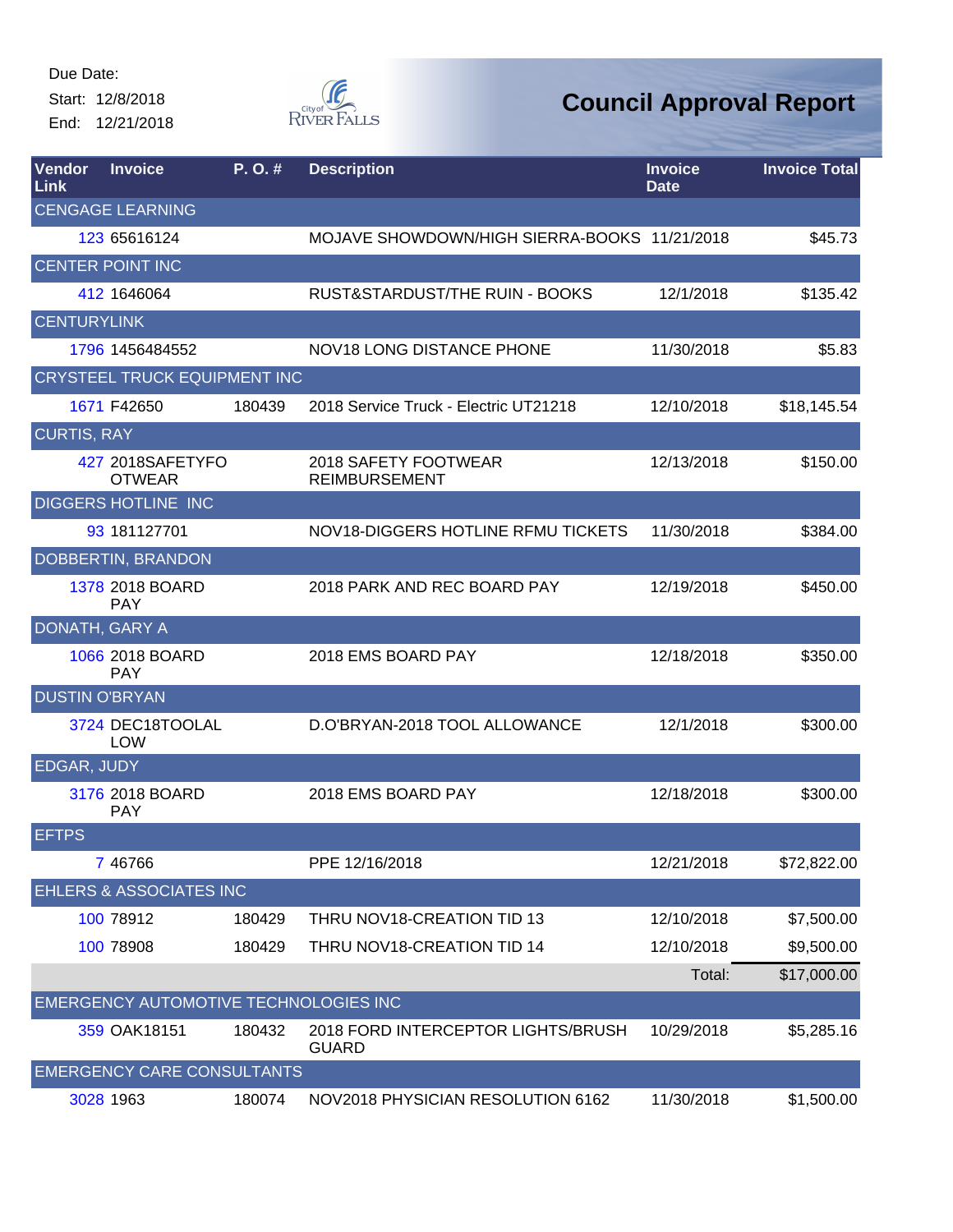Due Date:
Start: 12/8/2018
End: 12/21/2018

# Council Approval Report

| Vendor Link | Invoice | P. O. # | Description | Invoice Date | Invoice Total |
|---|---|---|---|---|---|
| CENGAGE LEARNING | | | | | |
| 123 | 65616124 | | MOJAVE SHOWDOWN/HIGH SIERRA-BOOKS | 11/21/2018 | $45.73 |
| CENTER POINT INC | | | | | |
| 412 | 1646064 | | RUST&STARDUST/THE RUIN - BOOKS | 12/1/2018 | $135.42 |
| CENTURYLINK | | | | | |
| 1796 | 1456484552 | | NOV18 LONG DISTANCE PHONE | 11/30/2018 | $5.83 |
| CRYSTEEL TRUCK EQUIPMENT INC | | | | | |
| 1671 | F42650 | 180439 | 2018 Service Truck - Electric UT21218 | 12/10/2018 | $18,145.54 |
| CURTIS, RAY | | | | | |
| 427 | 2018SAFETYFOOTWEAR | | 2018 SAFETY FOOTWEAR REIMBURSEMENT | 12/13/2018 | $150.00 |
| DIGGERS HOTLINE INC | | | | | |
| 93 | 181127701 | | NOV18-DIGGERS HOTLINE RFMU TICKETS | 11/30/2018 | $384.00 |
| DOBBERTIN, BRANDON | | | | | |
| 1378 | 2018 BOARD PAY | | 2018 PARK AND REC BOARD PAY | 12/19/2018 | $450.00 |
| DONATH, GARY A | | | | | |
| 1066 | 2018 BOARD PAY | | 2018 EMS BOARD PAY | 12/18/2018 | $350.00 |
| DUSTIN O'BRYAN | | | | | |
| 3724 | DEC18TOOLALLOW | | D.O'BRYAN-2018 TOOL ALLOWANCE | 12/1/2018 | $300.00 |
| EDGAR, JUDY | | | | | |
| 3176 | 2018 BOARD PAY | | 2018 EMS BOARD PAY | 12/18/2018 | $300.00 |
| EFTPS | | | | | |
| 7 | 46766 | | PPE 12/16/2018 | 12/21/2018 | $72,822.00 |
| EHLERS & ASSOCIATES INC | | | | | |
| 100 | 78912 | 180429 | THRU NOV18-CREATION TID 13 | 12/10/2018 | $7,500.00 |
| 100 | 78908 | 180429 | THRU NOV18-CREATION TID 14 | 12/10/2018 | $9,500.00 |
| | | | | Total: | $17,000.00 |
| EMERGENCY AUTOMOTIVE TECHNOLOGIES INC | | | | | |
| 359 | OAK18151 | 180432 | 2018 FORD INTERCEPTOR LIGHTS/BRUSH GUARD | 10/29/2018 | $5,285.16 |
| EMERGENCY CARE CONSULTANTS | | | | | |
| 3028 | 1963 | 180074 | NOV2018 PHYSICIAN RESOLUTION 6162 | 11/30/2018 | $1,500.00 |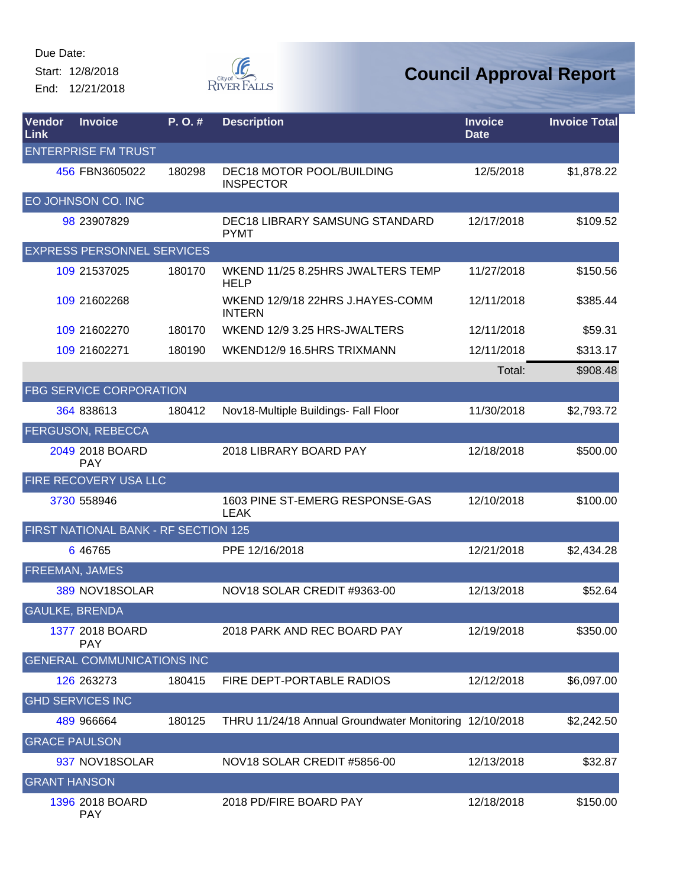Due Date:

Start: 12/8/2018

End: 12/21/2018

# Council Approval Report

| Vendor Link | Invoice | P. O. # | Description | Invoice Date | Invoice Total |
|---|---|---|---|---|---|
| ENTERPRISE FM TRUST | | | | | |
| 456 | FBN3605022 | 180298 | DEC18 MOTOR POOL/BUILDING INSPECTOR | 12/5/2018 | $1,878.22 |
| EO JOHNSON CO. INC | | | | | |
| 98 | 23907829 | | DEC18 LIBRARY SAMSUNG STANDARD PYMT | 12/17/2018 | $109.52 |
| EXPRESS PERSONNEL SERVICES | | | | | |
| 109 | 21537025 | 180170 | WKEND 11/25 8.25HRS JWALTERS TEMP HELP | 11/27/2018 | $150.56 |
| 109 | 21602268 | | WKEND 12/9/18 22HRS J.HAYES-COMM INTERN | 12/11/2018 | $385.44 |
| 109 | 21602270 | 180170 | WKEND 12/9 3.25 HRS-JWALTERS | 12/11/2018 | $59.31 |
| 109 | 21602271 | 180190 | WKEND12/9 16.5HRS TRIXMANN | 12/11/2018 | $313.17 |
| | | | | Total: | $908.48 |
| FBG SERVICE CORPORATION | | | | | |
| 364 | 838613 | 180412 | Nov18-Multiple Buildings- Fall Floor | 11/30/2018 | $2,793.72 |
| FERGUSON, REBECCA | | | | | |
| 2049 | 2018 BOARD PAY | | 2018 LIBRARY BOARD PAY | 12/18/2018 | $500.00 |
| FIRE RECOVERY USA LLC | | | | | |
| 3730 | 558946 | | 1603 PINE ST-EMERG RESPONSE-GAS LEAK | 12/10/2018 | $100.00 |
| FIRST NATIONAL BANK - RF SECTION 125 | | | | | |
| 6 | 46765 | | PPE 12/16/2018 | 12/21/2018 | $2,434.28 |
| FREEMAN, JAMES | | | | | |
| 389 | NOV18SOLAR | | NOV18 SOLAR CREDIT #9363-00 | 12/13/2018 | $52.64 |
| GAULKE, BRENDA | | | | | |
| 1377 | 2018 BOARD PAY | | 2018 PARK AND REC BOARD PAY | 12/19/2018 | $350.00 |
| GENERAL COMMUNICATIONS INC | | | | | |
| 126 | 263273 | 180415 | FIRE DEPT-PORTABLE RADIOS | 12/12/2018 | $6,097.00 |
| GHD SERVICES INC | | | | | |
| 489 | 966664 | 180125 | THRU 11/24/18 Annual Groundwater Monitoring | 12/10/2018 | $2,242.50 |
| GRACE PAULSON | | | | | |
| 937 | NOV18SOLAR | | NOV18 SOLAR CREDIT #5856-00 | 12/13/2018 | $32.87 |
| GRANT HANSON | | | | | |
| 1396 | 2018 BOARD PAY | | 2018 PD/FIRE BOARD PAY | 12/18/2018 | $150.00 |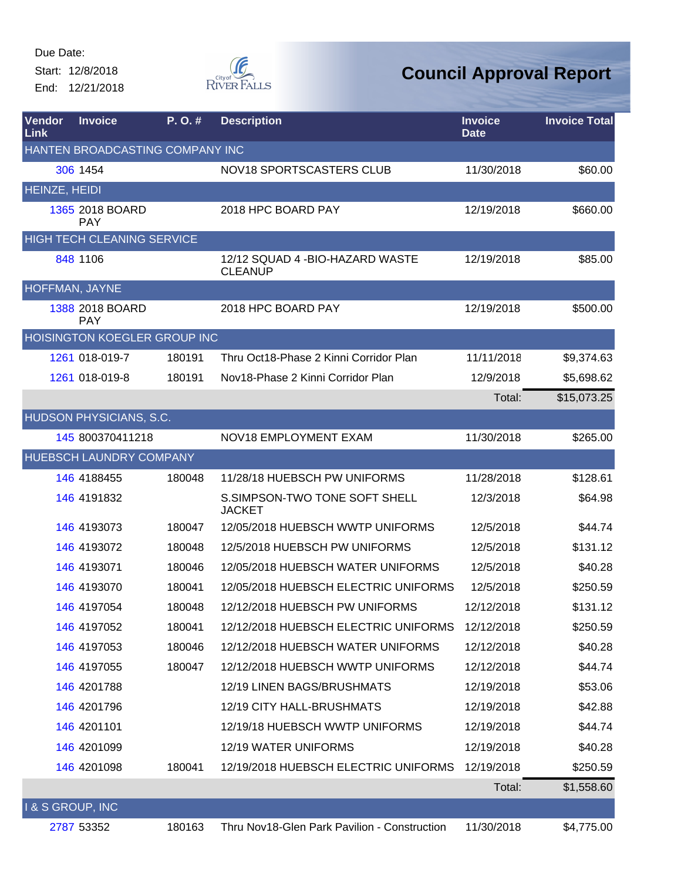Due Date:
Start: 12/8/2018
End: 12/21/2018

City of RIVER FALLS

# Council Approval Report

| Vendor Link | Invoice | P. O. # | Description | Invoice Date | Invoice Total |
|---|---|---|---|---|---|
| HANTEN BROADCASTING COMPANY INC | | | | | |
| 306 | 1454 | | NOV18 SPORTSCASTERS CLUB | 11/30/2018 | $60.00 |
| HEINZE, HEIDI | | | | | |
| 1365 | 2018 BOARD PAY | | 2018 HPC BOARD PAY | 12/19/2018 | $660.00 |
| HIGH TECH CLEANING SERVICE | | | | | |
| 848 | 1106 | | 12/12 SQUAD 4 -BIO-HAZARD WASTE CLEANUP | 12/19/2018 | $85.00 |
| HOFFMAN, JAYNE | | | | | |
| 1388 | 2018 BOARD PAY | | 2018 HPC BOARD PAY | 12/19/2018 | $500.00 |
| HOISINGTON KOEGLER GROUP INC | | | | | |
| 1261 | 018-019-7 | 180191 | Thru Oct18-Phase 2 Kinni Corridor Plan | 11/11/2018 | $9,374.63 |
| 1261 | 018-019-8 | 180191 | Nov18-Phase 2 Kinni Corridor Plan | 12/9/2018 | $5,698.62 |
| | | | | Total: | $15,073.25 |
| HUDSON PHYSICIANS, S.C. | | | | | |
| 145 | 800370411218 | | NOV18 EMPLOYMENT EXAM | 11/30/2018 | $265.00 |
| HUEBSCH LAUNDRY COMPANY | | | | | |
| 146 | 4188455 | 180048 | 11/28/18 HUEBSCH PW UNIFORMS | 11/28/2018 | $128.61 |
| 146 | 4191832 | | S.SIMPSON-TWO TONE SOFT SHELL JACKET | 12/3/2018 | $64.98 |
| 146 | 4193073 | 180047 | 12/05/2018 HUEBSCH WWTP UNIFORMS | 12/5/2018 | $44.74 |
| 146 | 4193072 | 180048 | 12/5/2018 HUEBSCH PW UNIFORMS | 12/5/2018 | $131.12 |
| 146 | 4193071 | 180046 | 12/05/2018 HUEBSCH WATER UNIFORMS | 12/5/2018 | $40.28 |
| 146 | 4193070 | 180041 | 12/05/2018 HUEBSCH ELECTRIC UNIFORMS | 12/5/2018 | $250.59 |
| 146 | 4197054 | 180048 | 12/12/2018 HUEBSCH PW UNIFORMS | 12/12/2018 | $131.12 |
| 146 | 4197052 | 180041 | 12/12/2018 HUEBSCH ELECTRIC UNIFORMS | 12/12/2018 | $250.59 |
| 146 | 4197053 | 180046 | 12/12/2018 HUEBSCH WATER UNIFORMS | 12/12/2018 | $40.28 |
| 146 | 4197055 | 180047 | 12/12/2018 HUEBSCH WWTP UNIFORMS | 12/12/2018 | $44.74 |
| 146 | 4201788 | | 12/19 LINEN BAGS/BRUSHMATS | 12/19/2018 | $53.06 |
| 146 | 4201796 | | 12/19 CITY HALL-BRUSHMATS | 12/19/2018 | $42.88 |
| 146 | 4201101 | | 12/19/18 HUEBSCH WWTP UNIFORMS | 12/19/2018 | $44.74 |
| 146 | 4201099 | | 12/19 WATER UNIFORMS | 12/19/2018 | $40.28 |
| 146 | 4201098 | 180041 | 12/19/2018 HUEBSCH ELECTRIC UNIFORMS | 12/19/2018 | $250.59 |
| | | | | Total: | $1,558.60 |
| I & S GROUP, INC | | | | | |
| 2787 | 53352 | 180163 | Thru Nov18-Glen Park Pavilion - Construction | 11/30/2018 | $4,775.00 |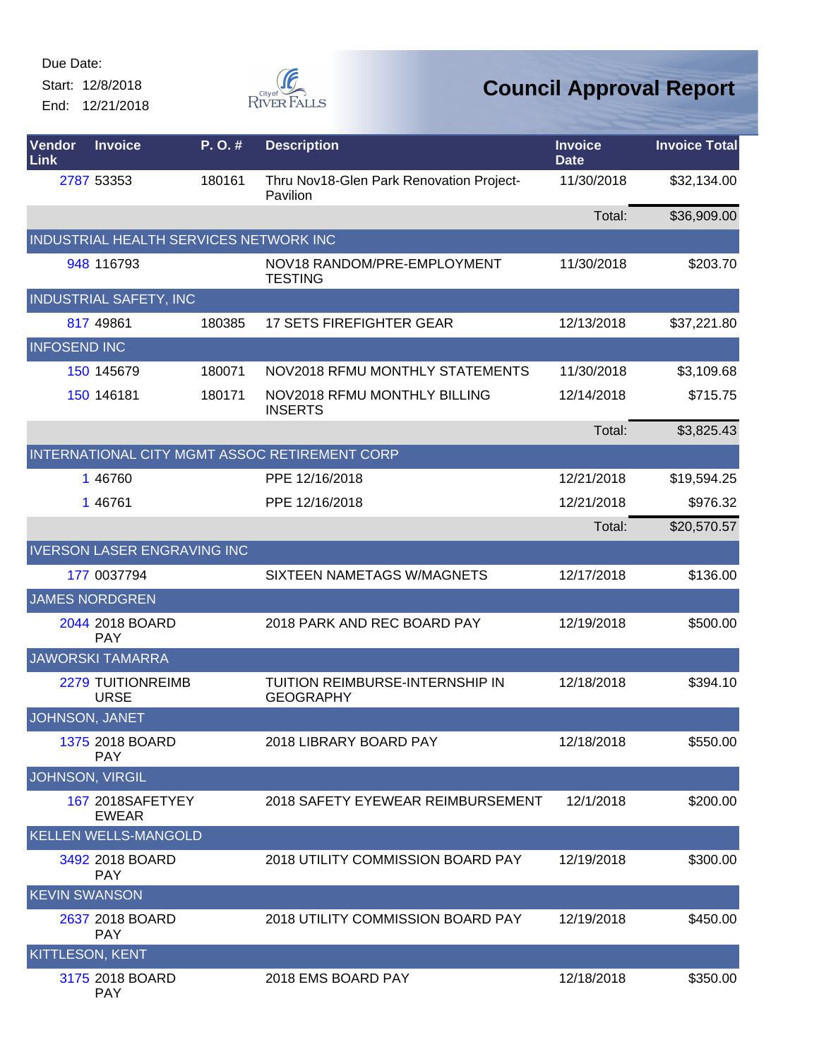Due Date:

Start: 12/8/2018

End: 12/21/2018

# Council Approval Report

| Vendor Link | Invoice | P. O. # | Description | Invoice Date | Invoice Total |
|---|---|---|---|---|---|
| 2787 | 53353 | 180161 | Thru Nov18-Glen Park Renovation Project-Pavilion | 11/30/2018 | $32,134.00 |
| | | | | Total: | $36,909.00 |
| **INDUSTRIAL HEALTH SERVICES NETWORK INC** | | | | | |
| 948 | 116793 | | NOV18 RANDOM/PRE-EMPLOYMENT TESTING | 11/30/2018 | $203.70 |
| **INDUSTRIAL SAFETY, INC** | | | | | |
| 817 | 49861 | 180385 | 17 SETS FIREFIGHTER GEAR | 12/13/2018 | $37,221.80 |
| **INFOSEND INC** | | | | | |
| 150 | 145679 | 180071 | NOV2018 RFMU MONTHLY STATEMENTS | 11/30/2018 | $3,109.68 |
| 150 | 146181 | 180171 | NOV2018 RFMU MONTHLY BILLING INSERTS | 12/14/2018 | $715.75 |
| | | | | Total: | $3,825.43 |
| **INTERNATIONAL CITY MGMT ASSOC RETIREMENT CORP** | | | | | |
| 1 | 46760 | | PPE 12/16/2018 | 12/21/2018 | $19,594.25 |
| 1 | 46761 | | PPE 12/16/2018 | 12/21/2018 | $976.32 |
| | | | | Total: | $20,570.57 |
| **IVERSON LASER ENGRAVING INC** | | | | | |
| 177 | 0037794 | | SIXTEEN NAMETAGS W/MAGNETS | 12/17/2018 | $136.00 |
| **JAMES NORDGREN** | | | | | |
| 2044 | 2018 BOARD PAY | | 2018 PARK AND REC BOARD PAY | 12/19/2018 | $500.00 |
| **JAWORSKI TAMARRA** | | | | | |
| 2279 | TUITIONREIMBURSE | | TUITION REIMBURSE-INTERNSHIP IN GEOGRAPHY | 12/18/2018 | $394.10 |
| **JOHNSON, JANET** | | | | | |
| 1375 | 2018 BOARD PAY | | 2018 LIBRARY BOARD PAY | 12/18/2018 | $550.00 |
| **JOHNSON, VIRGIL** | | | | | |
| 167 | 2018SAFETYEYEWEAR | | 2018 SAFETY EYEWEAR REIMBURSEMENT | 12/1/2018 | $200.00 |
| **KELLEN WELLS-MANGOLD** | | | | | |
| 3492 | 2018 BOARD PAY | | 2018 UTILITY COMMISSION BOARD PAY | 12/19/2018 | $300.00 |
| **KEVIN SWANSON** | | | | | |
| 2637 | 2018 BOARD PAY | | 2018 UTILITY COMMISSION BOARD PAY | 12/19/2018 | $450.00 |
| **KITTLESON, KENT** | | | | | |
| 3175 | 2018 BOARD PAY | | 2018 EMS BOARD PAY | 12/18/2018 | $350.00 |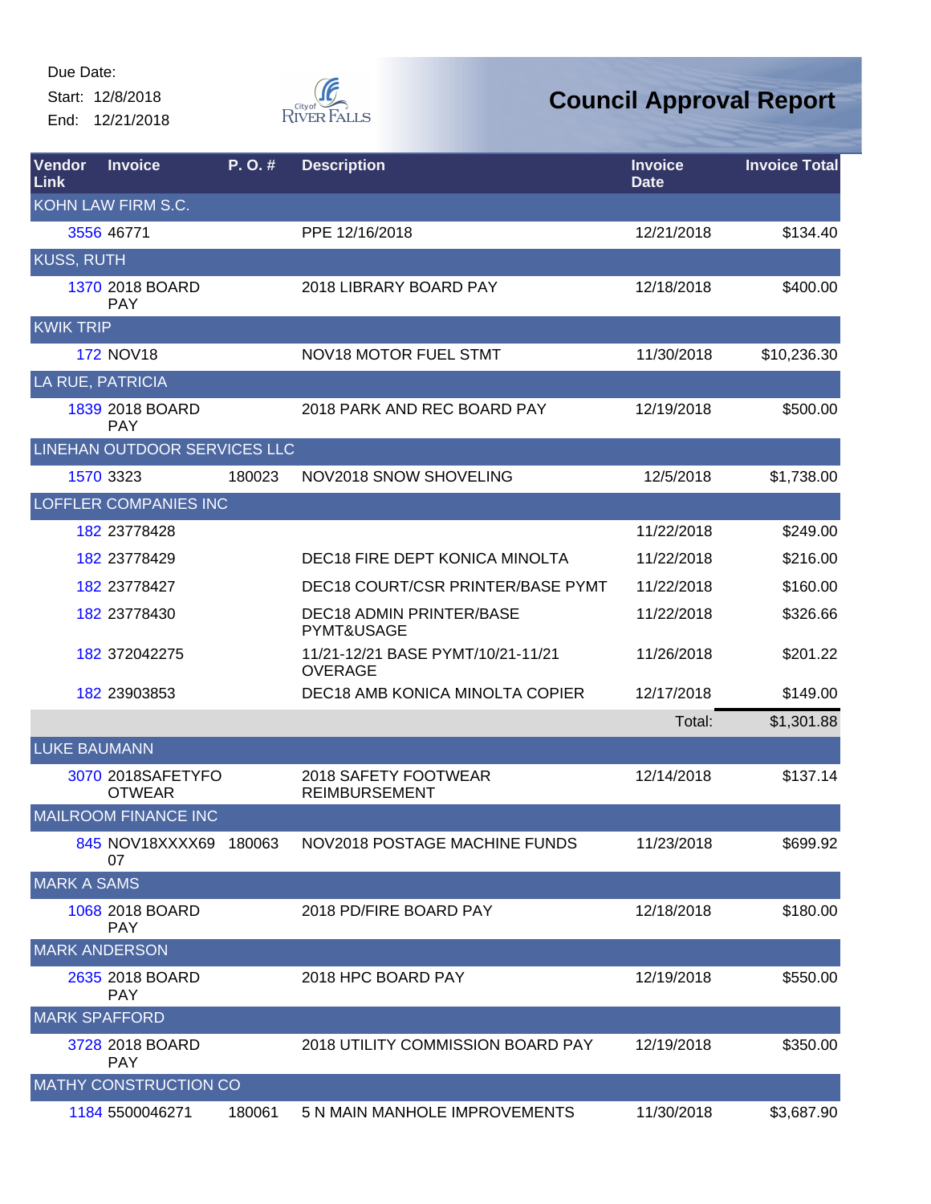Due Date:
Start: 12/8/2018
End: 12/21/2018

# Council Approval Report

| Vendor Link | Invoice | P. O. # | Description | Invoice Date | Invoice Total |
|---|---|---|---|---|---|
| KOHN LAW FIRM S.C. | | | | | |
| 3556 | 46771 | | PPE 12/16/2018 | 12/21/2018 | $134.40 |
| KUSS, RUTH | | | | | |
| 1370 | 2018 BOARD PAY | | 2018 LIBRARY BOARD PAY | 12/18/2018 | $400.00 |
| KWIK TRIP | | | | | |
| 172 | NOV18 | | NOV18 MOTOR FUEL STMT | 11/30/2018 | $10,236.30 |
| LA RUE, PATRICIA | | | | | |
| 1839 | 2018 BOARD PAY | | 2018 PARK AND REC BOARD PAY | 12/19/2018 | $500.00 |
| LINEHAN OUTDOOR SERVICES LLC | | | | | |
| 1570 | 3323 | 180023 | NOV2018 SNOW SHOVELING | 12/5/2018 | $1,738.00 |
| LOFFLER COMPANIES INC | | | | | |
| 182 | 23778428 | | | 11/22/2018 | $249.00 |
| 182 | 23778429 | | DEC18 FIRE DEPT KONICA MINOLTA | 11/22/2018 | $216.00 |
| 182 | 23778427 | | DEC18 COURT/CSR PRINTER/BASE PYMT | 11/22/2018 | $160.00 |
| 182 | 23778430 | | DEC18 ADMIN PRINTER/BASE PYMT&USAGE | 11/22/2018 | $326.66 |
| 182 | 372042275 | | 11/21-12/21 BASE PYMT/10/21-11/21 OVERAGE | 11/26/2018 | $201.22 |
| 182 | 23903853 | | DEC18 AMB KONICA MINOLTA COPIER | 12/17/2018 | $149.00 |
| | | | | Total: | $1,301.88 |
| LUKE BAUMANN | | | | | |
| 3070 | 2018SAFETYFOOTWEAR | | 2018 SAFETY FOOTWEAR REIMBURSEMENT | 12/14/2018 | $137.14 |
| MAILROOM FINANCE INC | | | | | |
| 845 | NOV18XXXX6907 | 180063 | NOV2018 POSTAGE MACHINE FUNDS | 11/23/2018 | $699.92 |
| MARK A SAMS | | | | | |
| 1068 | 2018 BOARD PAY | | 2018 PD/FIRE BOARD PAY | 12/18/2018 | $180.00 |
| MARK ANDERSON | | | | | |
| 2635 | 2018 BOARD PAY | | 2018 HPC BOARD PAY | 12/19/2018 | $550.00 |
| MARK SPAFFORD | | | | | |
| 3728 | 2018 BOARD PAY | | 2018 UTILITY COMMISSION BOARD PAY | 12/19/2018 | $350.00 |
| MATHY CONSTRUCTION CO | | | | | |
| 1184 | 5500046271 | 180061 | 5 N MAIN MANHOLE IMPROVEMENTS | 11/30/2018 | $3,687.90 |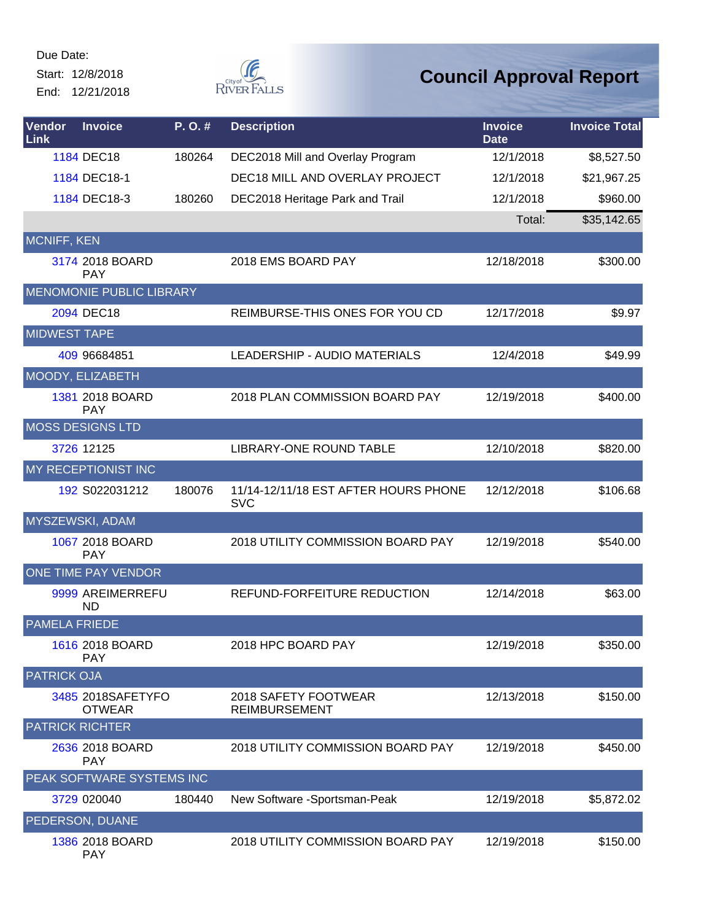Due Date:
Start: 12/8/2018
End: 12/21/2018

# Council Approval Report

| Vendor Link | Invoice | P. O. # | Description | Invoice Date | Invoice Total |
|---|---|---|---|---|---|
| 1184 | DEC18 | 180264 | DEC2018 Mill and Overlay Program | 12/1/2018 | $8,527.50 |
| 1184 | DEC18-1 | | DEC18 MILL AND OVERLAY PROJECT | 12/1/2018 | $21,967.25 |
| 1184 | DEC18-3 | 180260 | DEC2018 Heritage Park and Trail | 12/1/2018 | $960.00 |
| | | | | Total: | $35,142.65 |
| MCNIFF, KEN | | | | | |
| 3174 | 2018 BOARD PAY | | 2018 EMS BOARD PAY | 12/18/2018 | $300.00 |
| MENOMONIE PUBLIC LIBRARY | | | | | |
| 2094 | DEC18 | | REIMBURSE-THIS ONES FOR YOU CD | 12/17/2018 | $9.97 |
| MIDWEST TAPE | | | | | |
| 409 | 96684851 | | LEADERSHIP - AUDIO MATERIALS | 12/4/2018 | $49.99 |
| MOODY, ELIZABETH | | | | | |
| 1381 | 2018 BOARD PAY | | 2018 PLAN COMMISSION BOARD PAY | 12/19/2018 | $400.00 |
| MOSS DESIGNS LTD | | | | | |
| 3726 | 12125 | | LIBRARY-ONE ROUND TABLE | 12/10/2018 | $820.00 |
| MY RECEPTIONIST INC | | | | | |
| 192 | S022031212 | 180076 | 11/14-12/11/18 EST AFTER HOURS PHONE SVC | 12/12/2018 | $106.68 |
| MYSZEWSKI, ADAM | | | | | |
| 1067 | 2018 BOARD PAY | | 2018 UTILITY COMMISSION BOARD PAY | 12/19/2018 | $540.00 |
| ONE TIME PAY VENDOR | | | | | |
| 9999 | AREIMERREFUND | | REFUND-FORFEITURE REDUCTION | 12/14/2018 | $63.00 |
| PAMELA FRIEDE | | | | | |
| 1616 | 2018 BOARD PAY | | 2018 HPC BOARD PAY | 12/19/2018 | $350.00 |
| PATRICK OJA | | | | | |
| 3485 | 2018SAFETYFOOTWEAR | | 2018 SAFETY FOOTWEAR REIMBURSEMENT | 12/13/2018 | $150.00 |
| PATRICK RICHTER | | | | | |
| 2636 | 2018 BOARD PAY | | 2018 UTILITY COMMISSION BOARD PAY | 12/19/2018 | $450.00 |
| PEAK SOFTWARE SYSTEMS INC | | | | | |
| 3729 | 020040 | 180440 | New Software -Sportsman-Peak | 12/19/2018 | $5,872.02 |
| PEDERSON, DUANE | | | | | |
| 1386 | 2018 BOARD PAY | | 2018 UTILITY COMMISSION BOARD PAY | 12/19/2018 | $150.00 |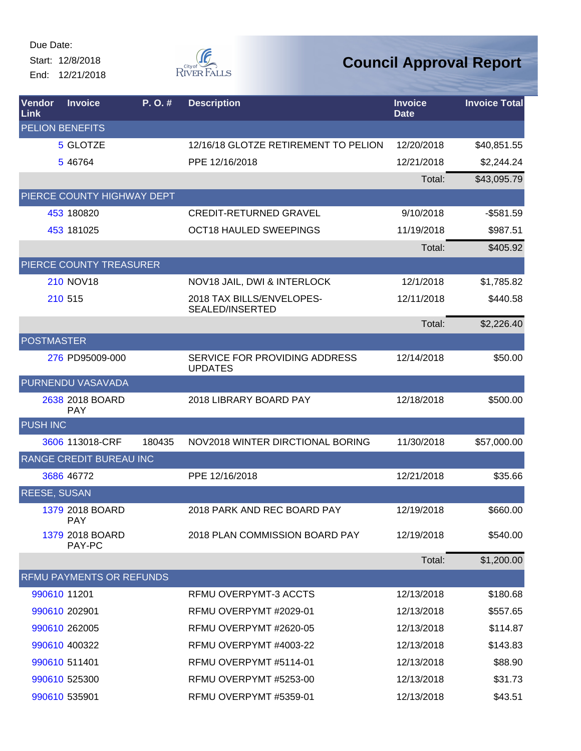Due Date:
Start: 12/8/2018
End: 12/21/2018

# Council Approval Report

| Vendor Link | Invoice | P. O. # | Description | Invoice Date | Invoice Total |
|---|---|---|---|---|---|
| PELION BENEFITS | | | | | |
| 5 | GLOTZE | | 12/16/18 GLOTZE RETIREMENT TO PELION | 12/20/2018 | $40,851.55 |
| 5 | 46764 | | PPE 12/16/2018 | 12/21/2018 | $2,244.24 |
| | | | | Total: | $43,095.79 |
| PIERCE COUNTY HIGHWAY DEPT | | | | | |
| 453 | 180820 | | CREDIT-RETURNED GRAVEL | 9/10/2018 | -$581.59 |
| 453 | 181025 | | OCT18 HAULED SWEEPINGS | 11/19/2018 | $987.51 |
| | | | | Total: | $405.92 |
| PIERCE COUNTY TREASURER | | | | | |
| 210 | NOV18 | | NOV18 JAIL, DWI & INTERLOCK | 12/1/2018 | $1,785.82 |
| 210 | 515 | | 2018 TAX BILLS/ENVELOPES-SEALED/INSERTED | 12/11/2018 | $440.58 |
| | | | | Total: | $2,226.40 |
| POSTMASTER | | | | | |
| 276 | PD95009-000 | | SERVICE FOR PROVIDING ADDRESS UPDATES | 12/14/2018 | $50.00 |
| PURNENDU VASAVADA | | | | | |
| 2638 | 2018 BOARD PAY | | 2018 LIBRARY BOARD PAY | 12/18/2018 | $500.00 |
| PUSH INC | | | | | |
| 3606 | 113018-CRF | 180435 | NOV2018 WINTER DIRCTIONAL BORING | 11/30/2018 | $57,000.00 |
| RANGE CREDIT BUREAU INC | | | | | |
| 3686 | 46772 | | PPE 12/16/2018 | 12/21/2018 | $35.66 |
| REESE, SUSAN | | | | | |
| 1379 | 2018 BOARD PAY | | 2018 PARK AND REC BOARD PAY | 12/19/2018 | $660.00 |
| 1379 | 2018 BOARD PAY-PC | | 2018 PLAN COMMISSION BOARD PAY | 12/19/2018 | $540.00 |
| | | | | Total: | $1,200.00 |
| RFMU PAYMENTS OR REFUNDS | | | | | |
| 990610 | 11201 | | RFMU OVERPYMT-3 ACCTS | 12/13/2018 | $180.68 |
| 990610 | 202901 | | RFMU OVERPYMT #2029-01 | 12/13/2018 | $557.65 |
| 990610 | 262005 | | RFMU OVERPYMT #2620-05 | 12/13/2018 | $114.87 |
| 990610 | 400322 | | RFMU OVERPYMT #4003-22 | 12/13/2018 | $143.83 |
| 990610 | 511401 | | RFMU OVERPYMT #5114-01 | 12/13/2018 | $88.90 |
| 990610 | 525300 | | RFMU OVERPYMT #5253-00 | 12/13/2018 | $31.73 |
| 990610 | 535901 | | RFMU OVERPYMT #5359-01 | 12/13/2018 | $43.51 |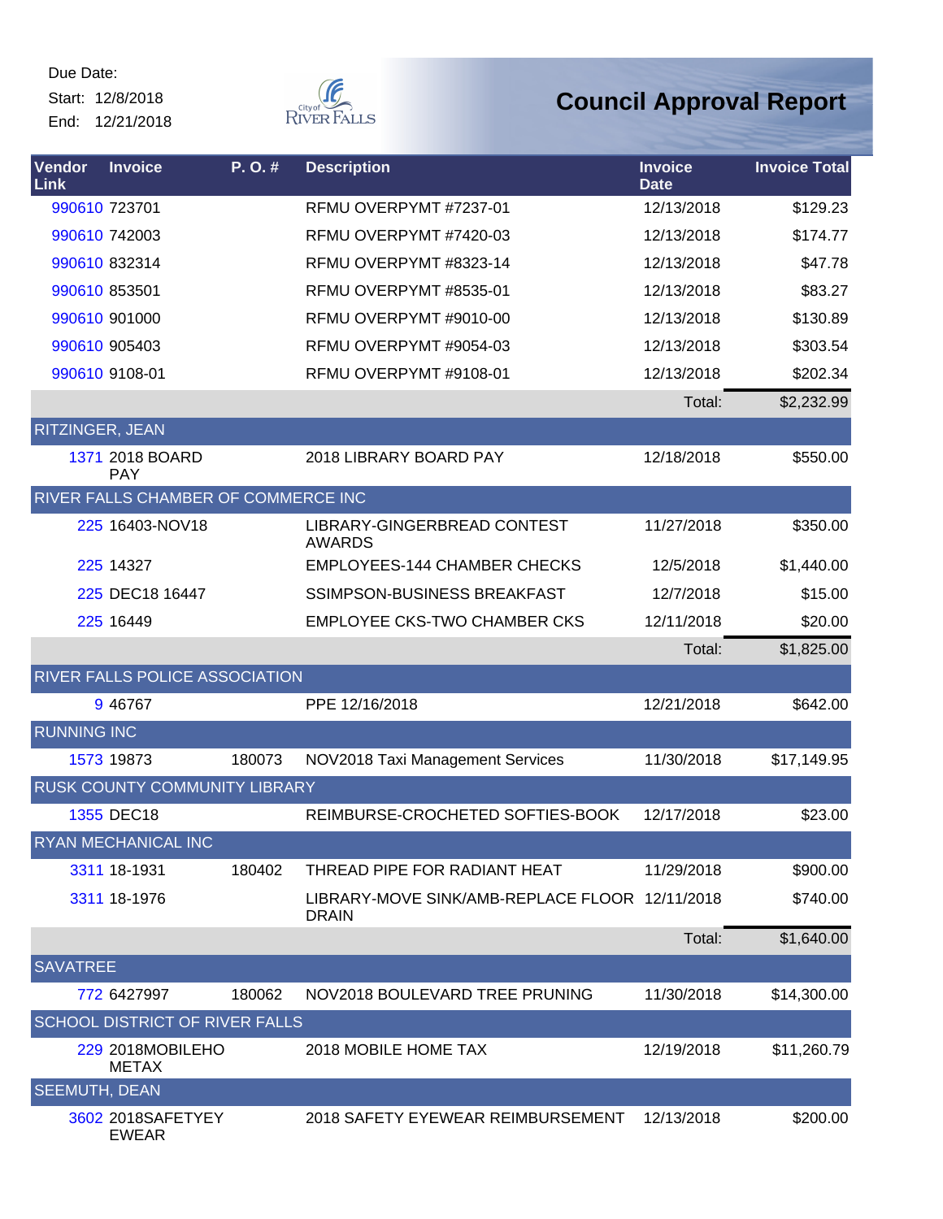Due Date:
Start: 12/8/2018
End: 12/21/2018

# Council Approval Report

| Vendor Link | Invoice | P. O. # | Description | Invoice Date | Invoice Total |
|---|---|---|---|---|---|
| 990610 | 723701 | | RFMU OVERPYMT #7237-01 | 12/13/2018 | $129.23 |
| 990610 | 742003 | | RFMU OVERPYMT #7420-03 | 12/13/2018 | $174.77 |
| 990610 | 832314 | | RFMU OVERPYMT #8323-14 | 12/13/2018 | $47.78 |
| 990610 | 853501 | | RFMU OVERPYMT #8535-01 | 12/13/2018 | $83.27 |
| 990610 | 901000 | | RFMU OVERPYMT #9010-00 | 12/13/2018 | $130.89 |
| 990610 | 905403 | | RFMU OVERPYMT #9054-03 | 12/13/2018 | $303.54 |
| 990610 | 9108-01 | | RFMU OVERPYMT #9108-01 | 12/13/2018 | $202.34 |
| | | | | Total: | $2,232.99 |
| RITZINGER, JEAN | | | | | |
| 1371 | 2018 BOARD PAY | | 2018 LIBRARY BOARD PAY | 12/18/2018 | $550.00 |
| RIVER FALLS CHAMBER OF COMMERCE INC | | | | | |
| 225 | 16403-NOV18 | | LIBRARY-GINGERBREAD CONTEST AWARDS | 11/27/2018 | $350.00 |
| 225 | 14327 | | EMPLOYEES-144 CHAMBER CHECKS | 12/5/2018 | $1,440.00 |
| 225 | DEC18 16447 | | SSIMPSON-BUSINESS BREAKFAST | 12/7/2018 | $15.00 |
| 225 | 16449 | | EMPLOYEE CKS-TWO CHAMBER CKS | 12/11/2018 | $20.00 |
| | | | | Total: | $1,825.00 |
| RIVER FALLS POLICE ASSOCIATION | | | | | |
| 9 | 46767 | | PPE 12/16/2018 | 12/21/2018 | $642.00 |
| RUNNING INC | | | | | |
| 1573 | 19873 | 180073 | NOV2018 Taxi Management Services | 11/30/2018 | $17,149.95 |
| RUSK COUNTY COMMUNITY LIBRARY | | | | | |
| 1355 | DEC18 | | REIMBURSE-CROCHETED SOFTIES-BOOK | 12/17/2018 | $23.00 |
| RYAN MECHANICAL INC | | | | | |
| 3311 | 18-1931 | 180402 | THREAD PIPE FOR RADIANT HEAT | 11/29/2018 | $900.00 |
| 3311 | 18-1976 | | LIBRARY-MOVE SINK/AMB-REPLACE FLOOR DRAIN | 12/11/2018 | $740.00 |
| | | | | Total: | $1,640.00 |
| SAVATREE | | | | | |
| 772 | 6427997 | 180062 | NOV2018 BOULEVARD TREE PRUNING | 11/30/2018 | $14,300.00 |
| SCHOOL DISTRICT OF RIVER FALLS | | | | | |
| 229 | 2018MOBILEHOMETAX | | 2018 MOBILE HOME TAX | 12/19/2018 | $11,260.79 |
| SEEMUTH, DEAN | | | | | |
| 3602 | 2018SAFETYEYEWEAR | | 2018 SAFETY EYEWEAR REIMBURSEMENT | 12/13/2018 | $200.00 |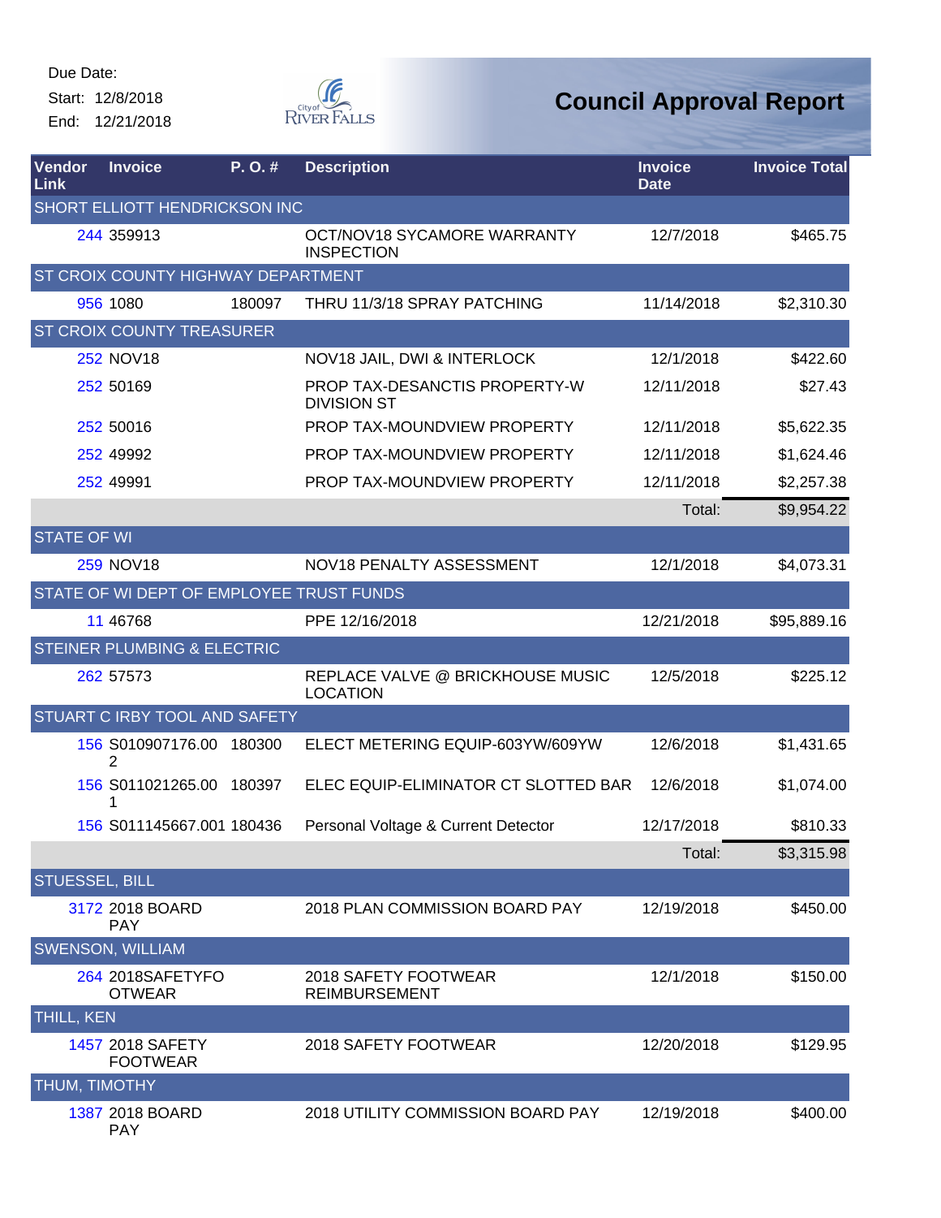Due Date:
Start: 12/8/2018
End: 12/21/2018

# Council Approval Report

| Vendor Link | Invoice | P. O. # | Description | Invoice Date | Invoice Total |
|---|---|---|---|---|---|
| SHORT ELLIOTT HENDRICKSON INC | | | | | |
| 244 | 359913 | | OCT/NOV18 SYCAMORE WARRANTY INSPECTION | 12/7/2018 | $465.75 |
| ST CROIX COUNTY HIGHWAY DEPARTMENT | | | | | |
| 956 | 1080 | 180097 | THRU 11/3/18 SPRAY PATCHING | 11/14/2018 | $2,310.30 |
| ST CROIX COUNTY TREASURER | | | | | |
| 252 | NOV18 | | NOV18 JAIL, DWI & INTERLOCK | 12/1/2018 | $422.60 |
| 252 | 50169 | | PROP TAX-DESANCTIS PROPERTY-W DIVISION ST | 12/11/2018 | $27.43 |
| 252 | 50016 | | PROP TAX-MOUNDVIEW PROPERTY | 12/11/2018 | $5,622.35 |
| 252 | 49992 | | PROP TAX-MOUNDVIEW PROPERTY | 12/11/2018 | $1,624.46 |
| 252 | 49991 | | PROP TAX-MOUNDVIEW PROPERTY | 12/11/2018 | $2,257.38 |
| | | | | Total: | $9,954.22 |
| STATE OF WI | | | | | |
| 259 | NOV18 | | NOV18 PENALTY ASSESSMENT | 12/1/2018 | $4,073.31 |
| STATE OF WI DEPT OF EMPLOYEE TRUST FUNDS | | | | | |
| 11 | 46768 | | PPE 12/16/2018 | 12/21/2018 | $95,889.16 |
| STEINER PLUMBING & ELECTRIC | | | | | |
| 262 | 57573 | | REPLACE VALVE @ BRICKHOUSE MUSIC LOCATION | 12/5/2018 | $225.12 |
| STUART C IRBY TOOL AND SAFETY | | | | | |
| 156 | S010907176.002 | 180300 | ELECT METERING EQUIP-603YW/609YW | 12/6/2018 | $1,431.65 |
| 156 | S011021265.001 | 180397 | ELEC EQUIP-ELIMINATOR CT SLOTTED BAR | 12/6/2018 | $1,074.00 |
| 156 | S011145667.001 | 180436 | Personal Voltage & Current Detector | 12/17/2018 | $810.33 |
| | | | | Total: | $3,315.98 |
| STUESSEL, BILL | | | | | |
| 3172 | 2018 BOARD PAY | | 2018 PLAN COMMISSION BOARD PAY | 12/19/2018 | $450.00 |
| SWENSON, WILLIAM | | | | | |
| 264 | 2018SAFETYFOOTWEAR | | 2018 SAFETY FOOTWEAR REIMBURSEMENT | 12/1/2018 | $150.00 |
| THILL, KEN | | | | | |
| 1457 | 2018 SAFETY FOOTWEAR | | 2018 SAFETY FOOTWEAR | 12/20/2018 | $129.95 |
| THUM, TIMOTHY | | | | | |
| 1387 | 2018 BOARD PAY | | 2018 UTILITY COMMISSION BOARD PAY | 12/19/2018 | $400.00 |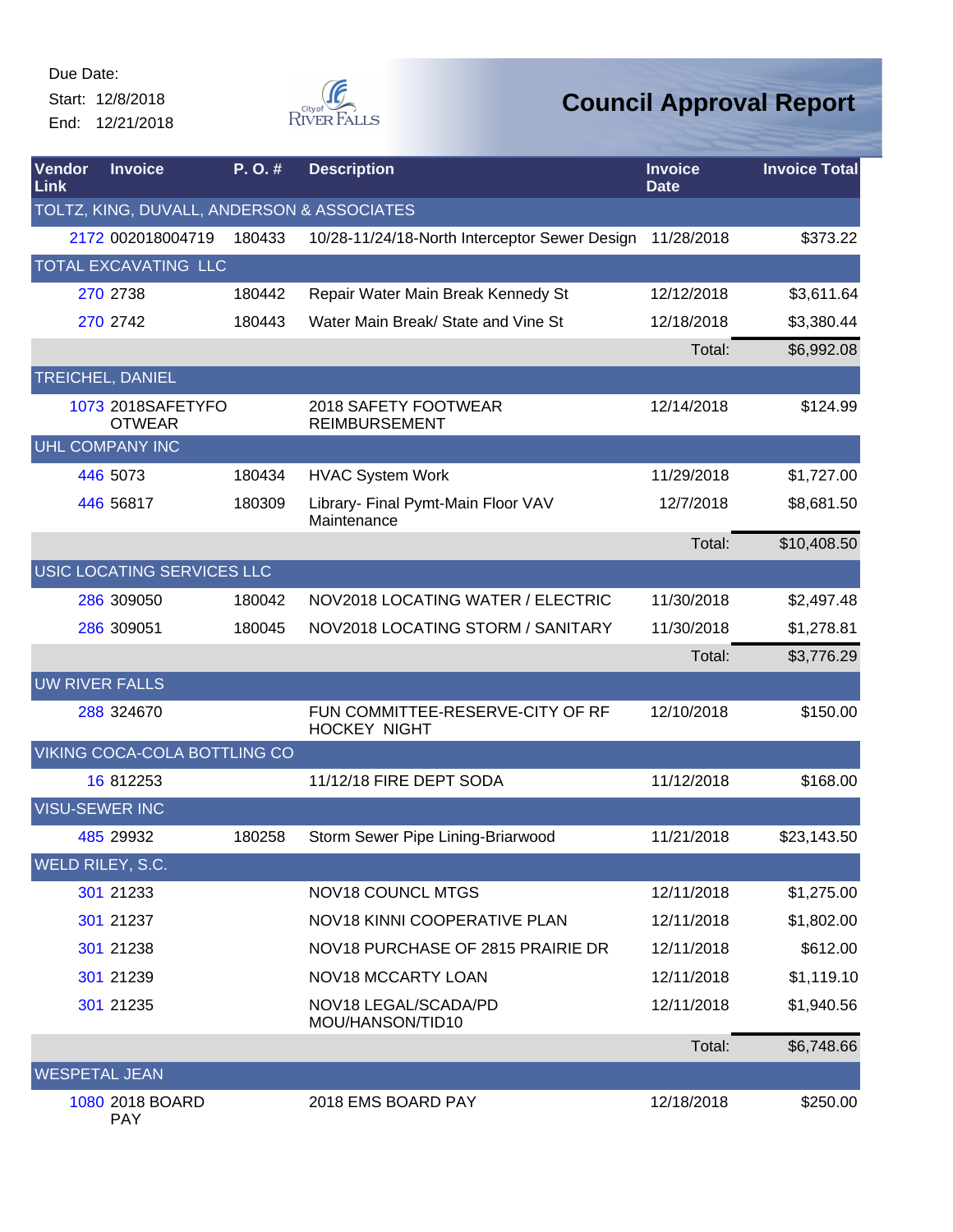Due Date:
Start: 12/8/2018
End: 12/21/2018

City of River Falls

# Council Approval Report

| Vendor Link | Invoice | P. O. # | Description | Invoice Date | Invoice Total |
|---|---|---|---|---|---|
| TOLTZ, KING, DUVALL, ANDERSON & ASSOCIATES | | | | | |
| 2172 | 002018004719 | 180433 | 10/28-11/24/18-North Interceptor Sewer Design | 11/28/2018 | $373.22 |
| TOTAL EXCAVATING LLC | | | | | |
| 270 | 2738 | 180442 | Repair Water Main Break Kennedy St | 12/12/2018 | $3,611.64 |
| 270 | 2742 | 180443 | Water Main Break/ State and Vine St | 12/18/2018 | $3,380.44 |
| | | | | Total: | $6,992.08 |
| TREICHEL, DANIEL | | | | | |
| 1073 | 2018SAFETYFOOTWEAR | | 2018 SAFETY FOOTWEAR REIMBURSEMENT | 12/14/2018 | $124.99 |
| UHL COMPANY INC | | | | | |
| 446 | 5073 | 180434 | HVAC System Work | 11/29/2018 | $1,727.00 |
| 446 | 56817 | 180309 | Library- Final Pymt-Main Floor VAV Maintenance | 12/7/2018 | $8,681.50 |
| | | | | Total: | $10,408.50 |
| USIC LOCATING SERVICES LLC | | | | | |
| 286 | 309050 | 180042 | NOV2018 LOCATING WATER / ELECTRIC | 11/30/2018 | $2,497.48 |
| 286 | 309051 | 180045 | NOV2018 LOCATING STORM / SANITARY | 11/30/2018 | $1,278.81 |
| | | | | Total: | $3,776.29 |
| UW RIVER FALLS | | | | | |
| 288 | 324670 | | FUN COMMITTEE-RESERVE-CITY OF RF HOCKEY NIGHT | 12/10/2018 | $150.00 |
| VIKING COCA-COLA BOTTLING CO | | | | | |
| 16 | 812253 | | 11/12/18 FIRE DEPT SODA | 11/12/2018 | $168.00 |
| VISU-SEWER INC | | | | | |
| 485 | 29932 | 180258 | Storm Sewer Pipe Lining-Briarwood | 11/21/2018 | $23,143.50 |
| WELD RILEY, S.C. | | | | | |
| 301 | 21233 | | NOV18 COUNCL MTGS | 12/11/2018 | $1,275.00 |
| 301 | 21237 | | NOV18 KINNI COOPERATIVE PLAN | 12/11/2018 | $1,802.00 |
| 301 | 21238 | | NOV18 PURCHASE OF 2815 PRAIRIE DR | 12/11/2018 | $612.00 |
| 301 | 21239 | | NOV18 MCCARTY LOAN | 12/11/2018 | $1,119.10 |
| 301 | 21235 | | NOV18 LEGAL/SCADA/PD MOU/HANSON/TID10 | 12/11/2018 | $1,940.56 |
| | | | | Total: | $6,748.66 |
| WESPETAL JEAN | | | | | |
| 1080 | 2018 BOARD PAY | | 2018 EMS BOARD PAY | 12/18/2018 | $250.00 |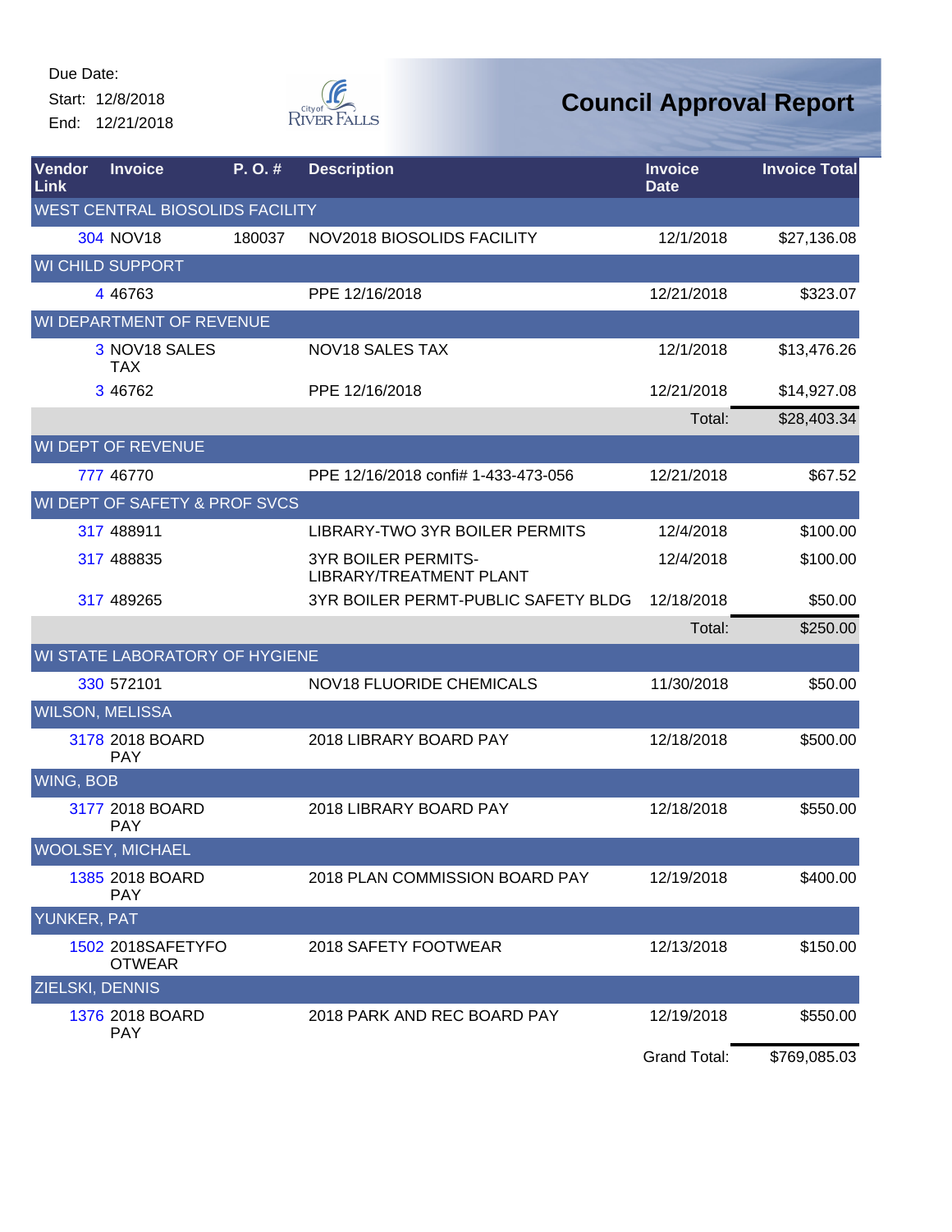Due Date:
Start: 12/8/2018
End: 12/21/2018

# Council Approval Report

| Vendor Link | Invoice | P. O. # | Description | Invoice Date | Invoice Total |
|---|---|---|---|---|---|
| WEST CENTRAL BIOSOLIDS FACILITY | | | | | |
| 304 | NOV18 | 180037 | NOV2018 BIOSOLIDS FACILITY | 12/1/2018 | $27,136.08 |
| WI CHILD SUPPORT | | | | | |
| 4 | 46763 | | PPE 12/16/2018 | 12/21/2018 | $323.07 |
| WI DEPARTMENT OF REVENUE | | | | | |
| 3 | NOV18 SALES TAX | | NOV18 SALES TAX | 12/1/2018 | $13,476.26 |
| 3 | 46762 | | PPE 12/16/2018 | 12/21/2018 | $14,927.08 |
| | | | | Total: | $28,403.34 |
| WI DEPT OF REVENUE | | | | | |
| 777 | 46770 | | PPE 12/16/2018 confi# 1-433-473-056 | 12/21/2018 | $67.52 |
| WI DEPT OF SAFETY & PROF SVCS | | | | | |
| 317 | 488911 | | LIBRARY-TWO 3YR BOILER PERMITS | 12/4/2018 | $100.00 |
| 317 | 488835 | | 3YR BOILER PERMITS-LIBRARY/TREATMENT PLANT | 12/4/2018 | $100.00 |
| 317 | 489265 | | 3YR BOILER PERMT-PUBLIC SAFETY BLDG | 12/18/2018 | $50.00 |
| | | | | Total: | $250.00 |
| WI STATE LABORATORY OF HYGIENE | | | | | |
| 330 | 572101 | | NOV18 FLUORIDE CHEMICALS | 11/30/2018 | $50.00 |
| WILSON, MELISSA | | | | | |
| 3178 | 2018 BOARD PAY | | 2018 LIBRARY BOARD PAY | 12/18/2018 | $500.00 |
| WING, BOB | | | | | |
| 3177 | 2018 BOARD PAY | | 2018 LIBRARY BOARD PAY | 12/18/2018 | $550.00 |
| WOOLSEY, MICHAEL | | | | | |
| 1385 | 2018 BOARD PAY | | 2018 PLAN COMMISSION BOARD PAY | 12/19/2018 | $400.00 |
| YUNKER, PAT | | | | | |
| 1502 | 2018SAFETYFOOTWEAR | | 2018 SAFETY FOOTWEAR | 12/13/2018 | $150.00 |
| ZIELSKI, DENNIS | | | | | |
| 1376 | 2018 BOARD PAY | | 2018 PARK AND REC BOARD PAY | 12/19/2018 | $550.00 |
| | | | | Grand Total: | $769,085.03 |